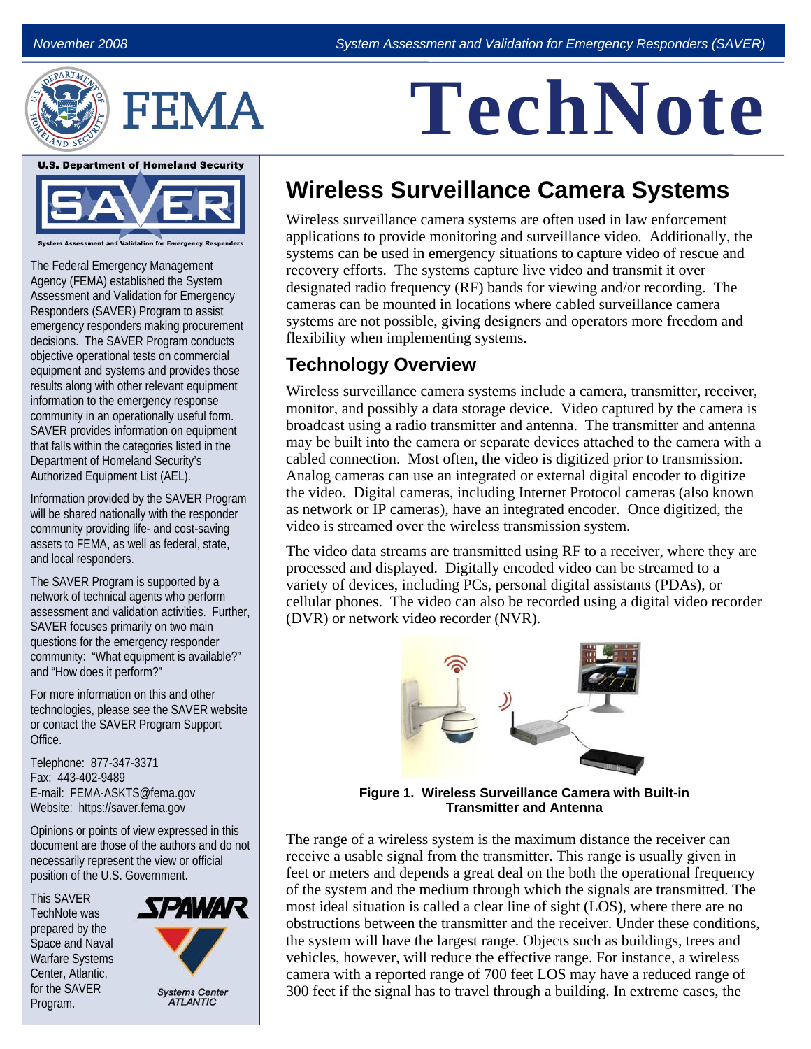# FEMA TechNote

November 2008 — System Assessment and Validation for Emergency Responders (SAVER)

U.S. Department of Homeland Security

SAVER

System Assessment and Validation for Emergency Responders

The Federal Emergency Management Agency (FEMA) established the System Assessment and Validation for Emergency Responders (SAVER) Program to assist emergency responders making procurement decisions. The SAVER Program conducts objective operational tests on commercial equipment and systems and provides those results along with other relevant equipment information to the emergency response community in an operationally useful form. SAVER provides information on equipment that falls within the categories listed in the Department of Homeland Security's Authorized Equipment List (AEL).

Information provided by the SAVER Program will be shared nationally with the responder community providing life- and cost-saving assets to FEMA, as well as federal, state, and local responders.

The SAVER Program is supported by a network of technical agents who perform assessment and validation activities. Further, SAVER focuses primarily on two main questions for the emergency responder community: "What equipment is available?" and "How does it perform?"

For more information on this and other technologies, please see the SAVER website or contact the SAVER Program Support Office.

Telephone: 877-347-3371
Fax: 443-402-9489
E-mail: FEMA-ASKTS@fema.gov
Website: https://saver.fema.gov

Opinions or points of view expressed in this document are those of the authors and do not necessarily represent the view or official position of the U.S. Government.

This SAVER TechNote was prepared by the Space and Naval Warfare Systems Center, Atlantic, for the SAVER Program.

SPAWAR Systems Center ATLANTIC

## Wireless Surveillance Camera Systems

Wireless surveillance camera systems are often used in law enforcement applications to provide monitoring and surveillance video. Additionally, the systems can be used in emergency situations to capture video of rescue and recovery efforts. The systems capture live video and transmit it over designated radio frequency (RF) bands for viewing and/or recording. The cameras can be mounted in locations where cabled surveillance camera systems are not possible, giving designers and operators more freedom and flexibility when implementing systems.

### Technology Overview

Wireless surveillance camera systems include a camera, transmitter, receiver, monitor, and possibly a data storage device. Video captured by the camera is broadcast using a radio transmitter and antenna. The transmitter and antenna may be built into the camera or separate devices attached to the camera with a cabled connection. Most often, the video is digitized prior to transmission. Analog cameras can use an integrated or external digital encoder to digitize the video. Digital cameras, including Internet Protocol cameras (also known as network or IP cameras), have an integrated encoder. Once digitized, the video is streamed over the wireless transmission system.

The video data streams are transmitted using RF to a receiver, where they are processed and displayed. Digitally encoded video can be streamed to a variety of devices, including PCs, personal digital assistants (PDAs), or cellular phones. The video can also be recorded using a digital video recorder (DVR) or network video recorder (NVR).

**Figure 1. Wireless Surveillance Camera with Built-in Transmitter and Antenna**

The range of a wireless system is the maximum distance the receiver can receive a usable signal from the transmitter. This range is usually given in feet or meters and depends a great deal on the both the operational frequency of the system and the medium through which the signals are transmitted. The most ideal situation is called a clear line of sight (LOS), where there are no obstructions between the transmitter and the receiver. Under these conditions, the system will have the largest range. Objects such as buildings, trees and vehicles, however, will reduce the effective range. For instance, a wireless camera with a reported range of 700 feet LOS may have a reduced range of 300 feet if the signal has to travel through a building. In extreme cases, the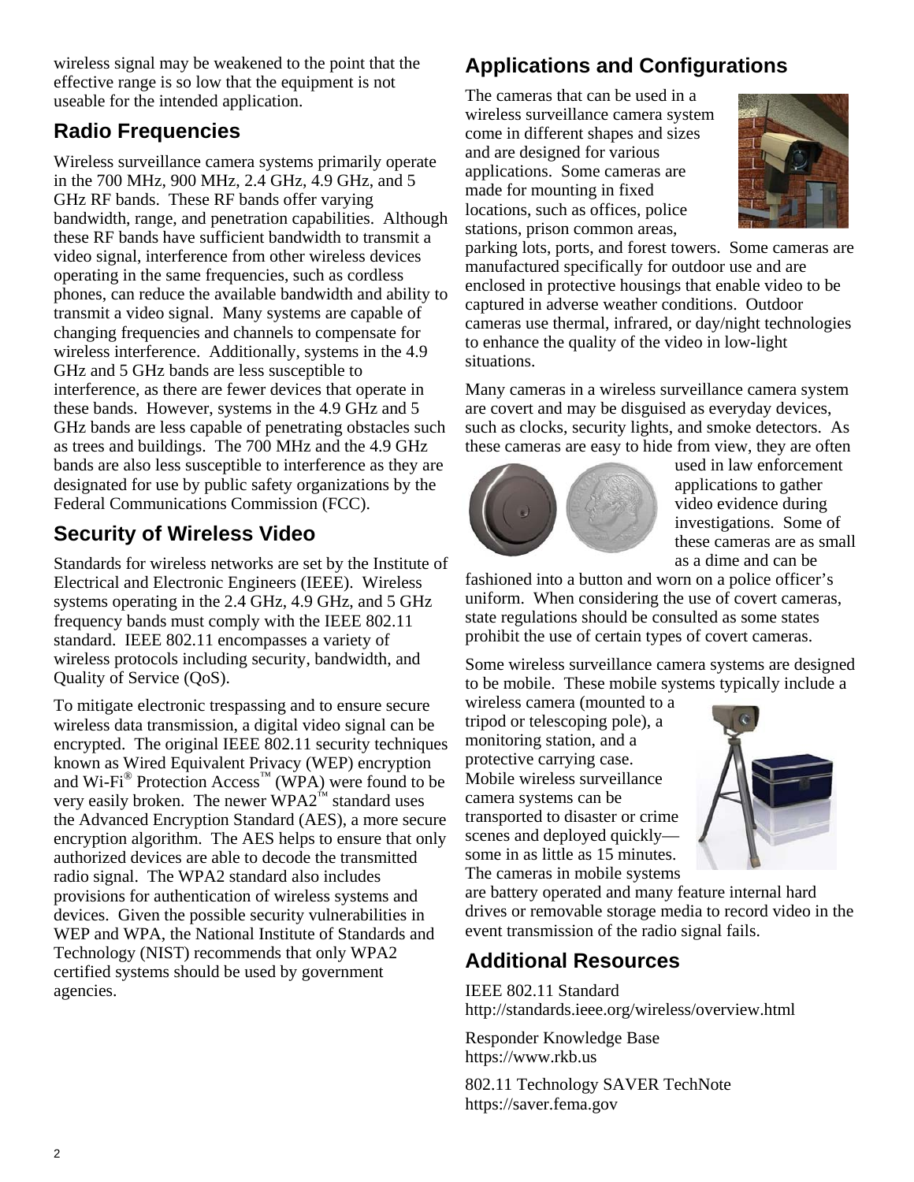wireless signal may be weakened to the point that the effective range is so low that the equipment is not useable for the intended application.

## Radio Frequencies

Wireless surveillance camera systems primarily operate in the 700 MHz, 900 MHz, 2.4 GHz, 4.9 GHz, and 5 GHz RF bands. These RF bands offer varying bandwidth, range, and penetration capabilities. Although these RF bands have sufficient bandwidth to transmit a video signal, interference from other wireless devices operating in the same frequencies, such as cordless phones, can reduce the available bandwidth and ability to transmit a video signal. Many systems are capable of changing frequencies and channels to compensate for wireless interference. Additionally, systems in the 4.9 GHz and 5 GHz bands are less susceptible to interference, as there are fewer devices that operate in these bands. However, systems in the 4.9 GHz and 5 GHz bands are less capable of penetrating obstacles such as trees and buildings. The 700 MHz and the 4.9 GHz bands are also less susceptible to interference as they are designated for use by public safety organizations by the Federal Communications Commission (FCC).

## Security of Wireless Video

Standards for wireless networks are set by the Institute of Electrical and Electronic Engineers (IEEE). Wireless systems operating in the 2.4 GHz, 4.9 GHz, and 5 GHz frequency bands must comply with the IEEE 802.11 standard. IEEE 802.11 encompasses a variety of wireless protocols including security, bandwidth, and Quality of Service (QoS).

To mitigate electronic trespassing and to ensure secure wireless data transmission, a digital video signal can be encrypted. The original IEEE 802.11 security techniques known as Wired Equivalent Privacy (WEP) encryption and Wi-Fi® Protection Access™ (WPA) were found to be very easily broken. The newer WPA2™ standard uses the Advanced Encryption Standard (AES), a more secure encryption algorithm. The AES helps to ensure that only authorized devices are able to decode the transmitted radio signal. The WPA2 standard also includes provisions for authentication of wireless systems and devices. Given the possible security vulnerabilities in WEP and WPA, the National Institute of Standards and Technology (NIST) recommends that only WPA2 certified systems should be used by government agencies.

## Applications and Configurations

The cameras that can be used in a wireless surveillance camera system come in different shapes and sizes and are designed for various applications. Some cameras are made for mounting in fixed locations, such as offices, police stations, prison common areas, parking lots, ports, and forest towers. Some cameras are manufactured specifically for outdoor use and are enclosed in protective housings that enable video to be captured in adverse weather conditions. Outdoor cameras use thermal, infrared, or day/night technologies to enhance the quality of the video in low-light situations.

Many cameras in a wireless surveillance camera system are covert and may be disguised as everyday devices, such as clocks, security lights, and smoke detectors. As these cameras are easy to hide from view, they are often used in law enforcement applications to gather video evidence during investigations. Some of these cameras are as small as a dime and can be fashioned into a button and worn on a police officer's uniform. When considering the use of covert cameras, state regulations should be consulted as some states prohibit the use of certain types of covert cameras.

Some wireless surveillance camera systems are designed to be mobile. These mobile systems typically include a wireless camera (mounted to a tripod or telescoping pole), a monitoring station, and a protective carrying case. Mobile wireless surveillance camera systems can be transported to disaster or crime scenes and deployed quickly—some in as little as 15 minutes. The cameras in mobile systems are battery operated and many feature internal hard drives or removable storage media to record video in the event transmission of the radio signal fails.

## Additional Resources

IEEE 802.11 Standard
http://standards.ieee.org/wireless/overview.html

Responder Knowledge Base
https://www.rkb.us

802.11 Technology SAVER TechNote
https://saver.fema.gov